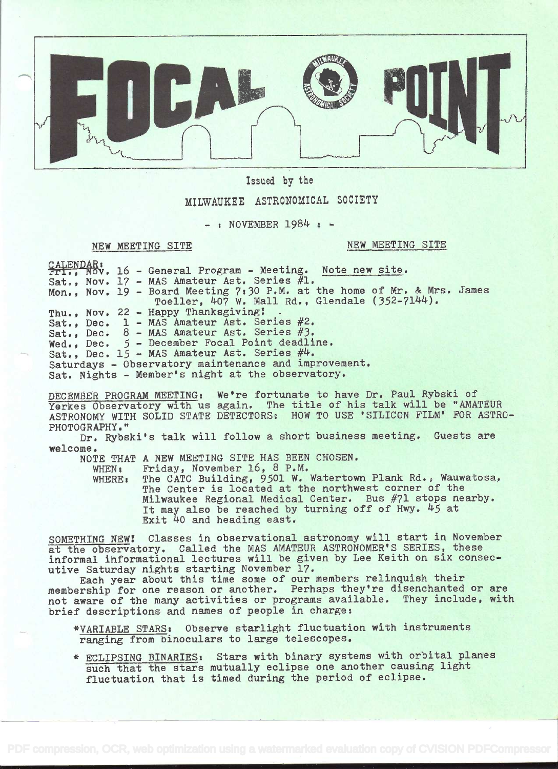# FOCAL POINT

Issued by the

MILWAUKEE ASTRONOMICAL SOCIETY

- : NOVEMBER 1984 : -

NEW MEETING SITE NEW MEETING SITE

CALENDAR:
Fri., Nov. 16 - General Program - Meeting. Note new site.
Sat., Nov. 17 - MAS Amateur Ast. Series #1.
Mon., Nov. 19 - Board Meeting 7:30 P.M. at the home of Mr. & Mrs. James Toeller, 407 W. Mall Rd., Glendale (352-7144).
Thu., Nov. 22 - Happy Thanksgiving! .
Sat., Dec. 1 - MAS Amateur Ast. Series #2.
Sat., Dec. 8 - MAS Amateur Ast. Series #3.
Wed., Dec. 5 - December Focal Point deadline.
Sat., Dec. 15 - MAS Amateur Ast. Series #4.
Saturdays - Observatory maintenance and improvement.
Sat. Nights - Member's night at the observatory.

DECEMBER PROGRAM MEETING: We're fortunate to have Dr. Paul Rybski of Yerkes Observatory with us again. The title of his talk will be "AMATEUR ASTRONOMY WITH SOLID STATE DETECTORS: HOW TO USE 'SILICON FILM' FOR ASTRO-PHOTOGRAPHY."

Dr. Rybski's talk will follow a short business meeting. Guests are welcome.

NOTE THAT A NEW MEETING SITE HAS BEEN CHOSEN.

WHEN: Friday, November 16, 8 P.M.

WHERE: The CATC Building, 9501 W. Watertown Plank Rd., Wauwatosa, The Center is located at the northwest corner of the Milwaukee Regional Medical Center. Bus #71 stops nearby. It may also be reached by turning off of Hwy. 45 at Exit 40 and heading east.

SOMETHING NEW! Classes in observational astronomy will start in November at the observatory. Called the MAS AMATEUR ASTRONOMER'S SERIES, these informal informational lectures will be given by Lee Keith on six consecutive Saturday nights starting November 17.

Each year about this time some of our members relinquish their membership for one reason or another. Perhaps they're disenchanted or are not aware of the many activities or programs available. They include, with brief descriptions and names of people in charge:

* VARIABLE STARS: Observe starlight fluctuation with instruments ranging from binoculars to large telescopes.

* ECLIPSING BINARIES: Stars with binary systems with orbital planes such that the stars mutually eclipse one another causing light fluctuation that is timed during the period of eclipse.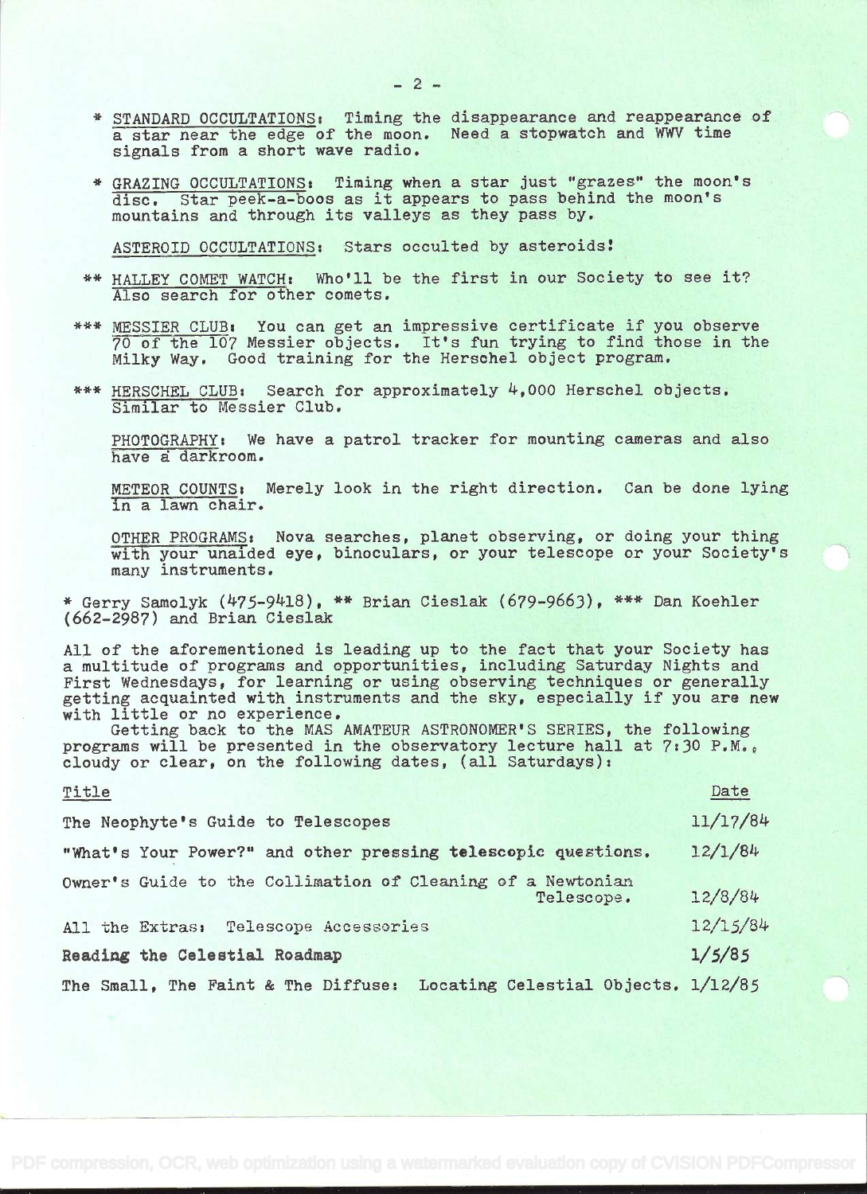* STANDARD OCCULTATIONS: Timing the disappearance and reappearance of a star near the edge of the moon. Need a stopwatch and WWV time signals from a short wave radio.

* GRAZING OCCULTATIONS: Timing when a star just "grazes" the moon's disc. Star peek-a-boos as it appears to pass behind the moon's mountains and through its valleys as they pass by.

ASTEROID OCCULTATIONS: Stars occulted by asteroids!

** HALLEY COMET WATCH: Who'll be the first in our Society to see it? Also search for other comets.

*** MESSIER CLUB: You can get an impressive certificate if you observe 70 of the 107 Messier objects. It's fun trying to find those in the Milky Way. Good training for the Herschel object program.

*** HERSCHEL CLUB: Search for approximately 4,000 Herschel objects. Similar to Messier Club.

PHOTOGRAPHY: We have a patrol tracker for mounting cameras and also have a darkroom.

METEOR COUNTS: Merely look in the right direction. Can be done lying in a lawn chair.

OTHER PROGRAMS: Nova searches, planet observing, or doing your thing with your unaided eye, binoculars, or your telescope or your Society's many instruments.

* Gerry Samolyk (475-9418), ** Brian Cieslak (679-9663), *** Dan Koehler (662-2987) and Brian Cieslak

All of the aforementioned is leading up to the fact that your Society has a multitude of programs and opportunities, including Saturday Nights and First Wednesdays, for learning or using observing techniques or generally getting acquainted with instruments and the sky, especially if you are new with little or no experience.

Getting back to the MAS AMATEUR ASTRONOMER'S SERIES, the following programs will be presented in the observatory lecture hall at 7:30 P.M., cloudy or clear, on the following dates, (all Saturdays):

| Title | Date |
|---|---|
| The Neophyte's Guide to Telescopes | 11/17/84 |
| "What's Your Power?" and other pressing telescopic questions. | 12/1/84 |
| Owner's Guide to the Collimation of Cleaning of a Newtonian Telescope. | 12/8/84 |
| All the Extras: Telescope Accessories | 12/15/84 |
| **Reading the Celestial Roadmap** | **1/5/85** |
| The Small, The Faint & The Diffuse: Locating Celestial Objects. | 1/12/85 |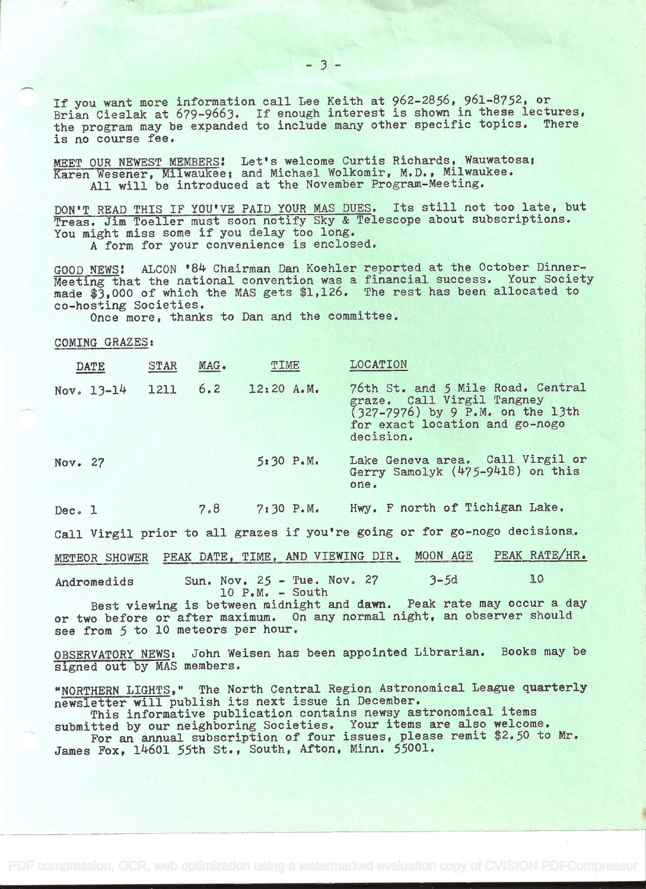If you want more information call Lee Keith at 962-2856, 961-8752, or Brian Cieslak at 679-9663. If enough interest is shown in these lectures, the program may be expanded to include many other specific topics. There is no course fee.

MEET OUR NEWEST MEMBERS! Let's welcome Curtis Richards, Wauwatosa; Karen Wesener, Milwaukee; and Michael Wolkomir, M.D., Milwaukee. All will be introduced at the November Program-Meeting.

DON'T READ THIS IF YOU'VE PAID YOUR MAS DUES. Its still not too late, but Treas. Jim Toeller must soon notify Sky & Telescope about subscriptions. You might miss some if you delay too long.
A form for your convenience is enclosed.

GOOD NEWS! ALCON '84 Chairman Dan Koehler reported at the October Dinner-Meeting that the national convention was a financial success. Your Society made $3,000 of which the MAS gets $1,126. The rest has been allocated to co-hosting Societies.
Once more, thanks to Dan and the committee.

COMING GRAZES:

| DATE | STAR | MAG. | TIME | LOCATION |
|---|---|---|---|---|
| Nov. 13-14 | 1211 | 6.2 | 12:20 A.M. | 76th St. and 5 Mile Road. Central graze. Call Virgil Tangney (327-7976) by 9 P.M. on the 13th for exact location and go-nogo decision. |
| Nov. 27 | | | 5:30 P.M. | Lake Geneva area. Call Virgil or Gerry Samolyk (475-9418) on this one. |
| Dec. 1 | | 7.8 | 7:30 P.M. | Hwy. F north of Tichigan Lake. |

Call Virgil prior to all grazes if you're going or for go-nogo decisions.

| METEOR SHOWER | PEAK DATE, TIME, AND VIEWING DIR. | MOON AGE | PEAK RATE/HR. |
|---|---|---|---|
| Andromedids | Sun. Nov. 25 - Tue. Nov. 27 10 P.M. - South | 3-5d | 10 |

Best viewing is between midnight and dawn. Peak rate may occur a day or two before or after maximum. On any normal night, an observer should see from 5 to 10 meteors per hour.

OBSERVATORY NEWS: John Weisen has been appointed Librarian. Books may be signed out by MAS members.

"NORTHERN LIGHTS," The North Central Region Astronomical League quarterly newsletter will publish its next issue in December.
This informative publication contains newsy astronomical items submitted by our neighboring Societies. Your items are also welcome.
For an annual subscription of four issues, please remit $2.50 to Mr. James Fox, 14601 55th St., South, Afton, Minn. 55001.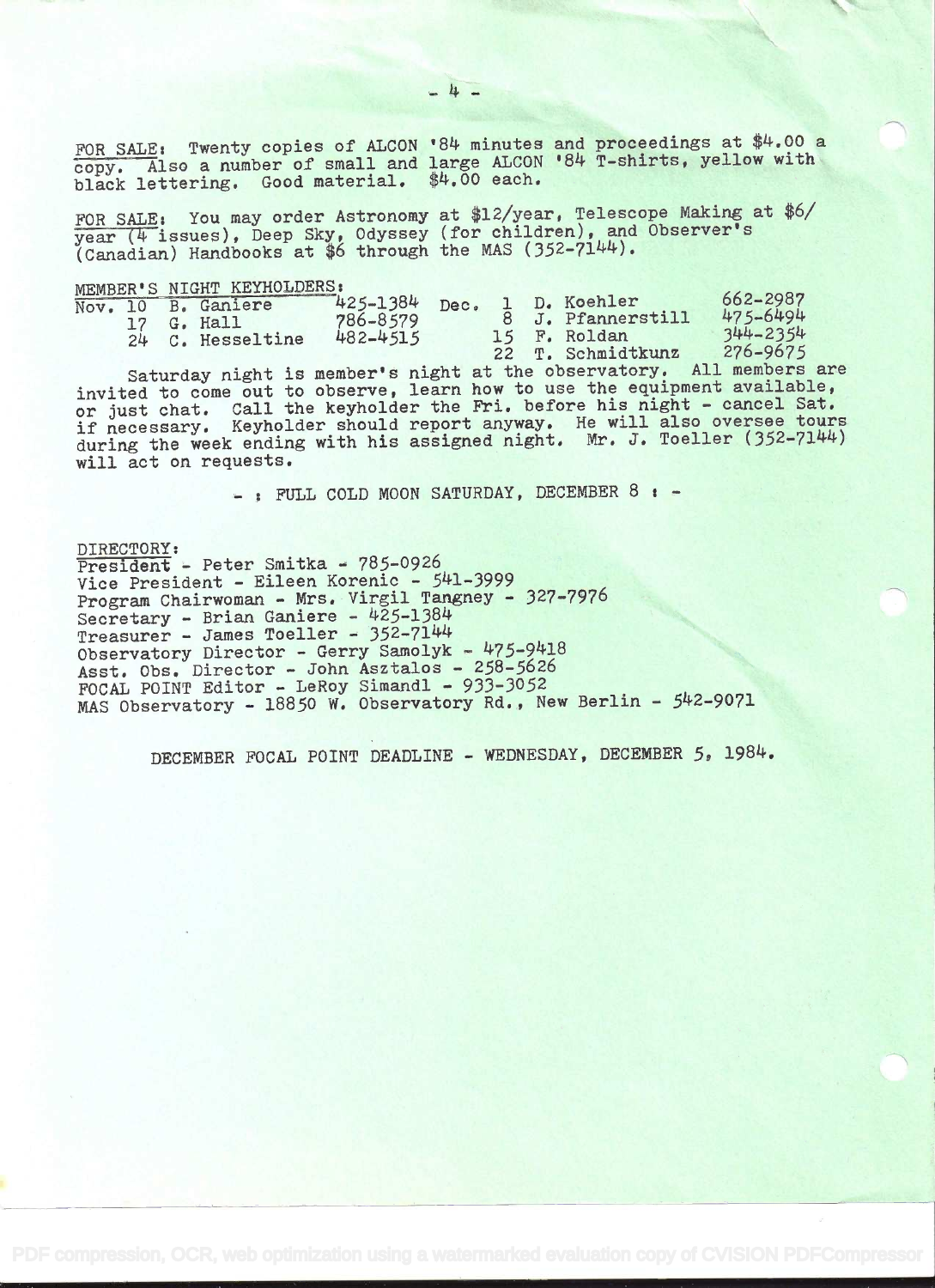FOR SALE: Twenty copies of ALCON '84 minutes and proceedings at $4.00 a copy. Also a number of small and large ALCON '84 T-shirts, yellow with black lettering. Good material. $4.00 each.

FOR SALE: You may order Astronomy at $12/year, Telescope Making at $6/year (4 issues), Deep Sky, Odyssey (for children), and Observer's (Canadian) Handbooks at $6 through the MAS (352-7144).

MEMBER'S NIGHT KEYHOLDERS:

| | | | | | |
|---|---|---|---|---|---|
| Nov. 10 | B. Ganiere | 425-1384 | Dec. 1 | D. Koehler | 662-2987 |
| 17 | G. Hall | 786-8579 | 8 | J. Pfannerstill | 475-6494 |
| 24 | C. Hesseltine | 482-4515 | 15 | F. Roldan | 344-2354 |
| | | | 22 | T. Schmidtkunz | 276-9675 |

Saturday night is member's night at the observatory. All members are invited to come out to observe, learn how to use the equipment available, or just chat. Call the keyholder the Fri. before his night - cancel Sat. if necessary. Keyholder should report anyway. He will also oversee tours during the week ending with his assigned night. Mr. J. Toeller (352-7144) will act on requests.

- : FULL COLD MOON SATURDAY, DECEMBER 8 : -

DIRECTORY:
President - Peter Smitka - 785-0926
Vice President - Eileen Korenic - 541-3999
Program Chairwoman - Mrs. Virgil Tangney - 327-7976
Secretary - Brian Ganiere - 425-1384
Treasurer - James Toeller - 352-7144
Observatory Director - Gerry Samolyk - 475-9418
Asst. Obs. Director - John Asztalos - 258-5626
FOCAL POINT Editor - LeRoy Simandl - 933-3052
MAS Observatory - 18850 W. Observatory Rd., New Berlin - 542-9071

DECEMBER FOCAL POINT DEADLINE - WEDNESDAY, DECEMBER 5, 1984.